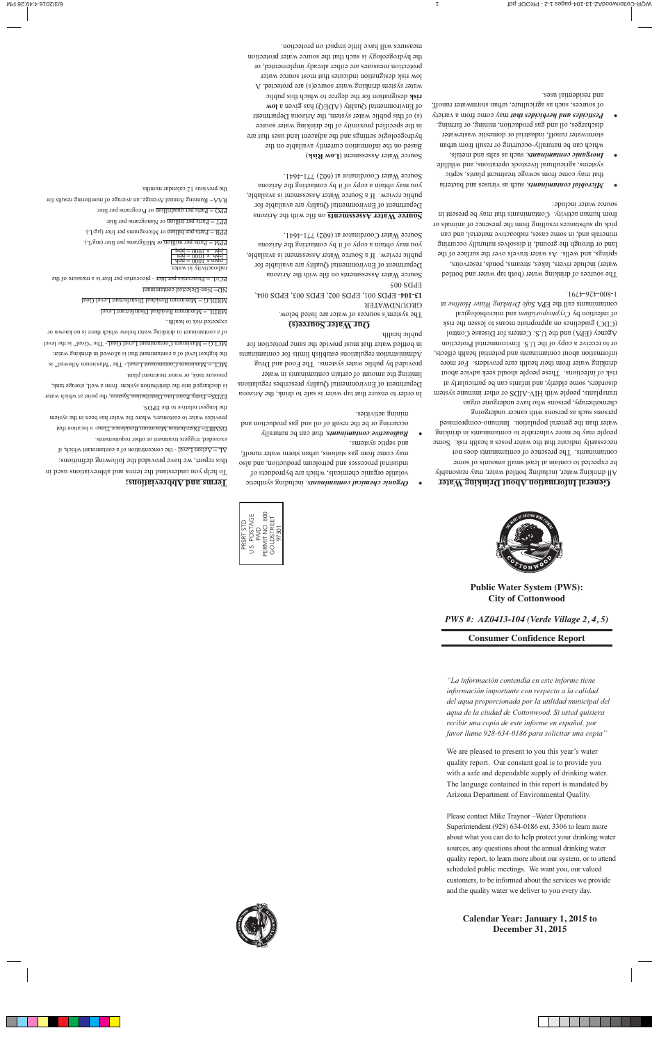## General Information About Drinking Water

All drinking water, including bottled water, may reasonably be expected to contain at least small amounts of some contaminants. The presence of contaminants does not necessarily indicate that the water poses a health risk. Some people may be more vulnerable to contaminants in drinking water than the general population. Immuno-compromised persons such as persons with cancer undergoing chemotherapy, persons who have undergone organ transplants, people with HIV-AIDS or other immune system disorders, some elderly, and infants can be particularly at risk of infections. These people should seek advice about drinking water from their health care providers. For more information about contaminants and potential health effects, or to receive a copy of the U.S. Environmental Protection Agency (EPA) and the U.S. Centers for Disease Control (CDC) guidelines on appropriate means to lessen the risk of infection by *Cryptosporidium* and microbiological contaminants call the EPA *Safe Drinking Water Hotline* at 1-800-426-4791.

The sources of drinking water (both tap water and bottled water) include rivers, lakes, streams, ponds, reservoirs, springs, and wells. As water travels over the surface of the land or through the ground, it dissolves naturally occurring minerals and, in some cases, radioactive material, and can pick up substances resulting from the presence of animals or from human activity. Contaminants that may be present in source water include:

- ***Microbial contaminants***, such as viruses and bacteria that may come from sewage treatment plants, septic systems, agricultural livestock operations, and wildlife.
- ***Inorganic contaminants***, such as salts and metals, which can be naturally-occurring or result from urban stormwater runoff, industrial or domestic wastewater discharges, oil and gas production, mining, or farming.
- ***Pesticides and herbicides that*** *may come from a variety of sources, such as agriculture, urban stormwater runoff, and residential uses.*
- ***Organic chemical contaminants***, including synthetic volatile organic chemicals, which are byproducts of industrial processes and petroleum production, and also may come from gas stations, urban storm water runoff, and septic systems.
- ***Radioactive contaminants***, that can be naturally occurring or be the result of oil and gas production and mining activities.

In order to ensure that tap water is safe to drink, the Arizona Department of Environmental Quality prescribes regulations limiting the amount of certain contaminants in water provided by public water systems. The Food and Drug Administration regulations establish limits for contaminants in bottled water that must provide the same protection for public health.

## Our Water Source(s)

The system's sources of water are listed below.

GROUNDWATER

**13-104**- EPDS 001, EPDS 002, EPDS 003, EPDS 004, EPDS 005

**Source Water Assessments** on file with the Arizona Department of Environmental Quality are available for public review. If a Source Water Assessment is available, you may obtain a copy of it by contacting the Arizona Source Water Coordinator at (602) 771-4641.

Source Water Assessments on file with the Arizona Department of Environmental Quality are available for public review. If a Source Water Assessment is available, you may obtain a copy of it by contacting the Arizona Source Water Coordinator at (602) 771-4641.

Source Water Assessment (**Low Risk**)

Based on the information currently available on the hydrogeologic settings and the adjacent land uses that are in the specified proximity of the drinking water source (s) of this public water system, the Arizona Department of Environmental Quality (ADEQ) has given a **low risk** designation for the degree to which this public water system drinking water source(s) are protected. A low risk designation indicates that most source water protection measures are either already implemented, or the hydrogeology is such that the source water protection measures will have little impact on protection.

## Terms and Abbreviations:

To help you understand the terms and abbreviations used in this report, we have provided the following definitions:

AL – Action Level - the concentration of a contaminant which, if exceeded, triggers treatment or other requirements.

DSMRT– Distribution Maximum Residence Time- a location that provides water to customers, where the water has been in the system the longest relative to the EPDS.

EPDS – Entry Point Into Distribution System, the point at which water is discharged into the distribution system from a well, storage tank, pressure tank, or water treatment plant.

MCL – Maximum Contaminant Level - The "Maximum Allowed" is the highest level of a contaminant that is allowed in drinking water.

MCLG – Maximum Contaminant Level Goal - The "Goal" is the level of a contaminant in drinking water below which there is no known or expected risk to health.

MRDL – Maximum Residual Disinfectant Level.

MRDLG – Maximum Residual Disinfectant Level Goal.

ND– Non-Detected contaminant

PCi/L – Picocuries per liter - picocuries per liter is a measure of the radioactivity in water.

| |
|---|
| ppm x 1000 = ppb |
| ppb x 1000 = ppt |
| ppt x 1000 = ppq |

PPM – Parts per million or Milligrams per liter (mg/L).

PPB – Parts per billion or Micrograms per liter (µg/L).

PPT – Parts per trillion or Nanograms per liter.

PPQ – Parts per quadrillion or Picograms per liter.

RAA– Running Annual Average, an average of monitoring results for the previous 12 calendar months.

PRSRT STD
U.S. POSTAGE
PAID
PERMIT NO. 800
GOLDSTREET
97301

**Public Water System (PWS): City of Cottonwood**

*PWS #: AZ0413-104 (Verde Village 2, 4, 5)*

**Consumer Confidence Report**

*"La información contendía en este informe tiene información importante con respecto a la calidad del aqua proporcionada por la utilidad municipal del aqua de la ciudad de Cottonwood. Si usted quisiera recibir una copia de este informe en español, por favor llame 928-634-0186 para solicitar una copia"*

We are pleased to present to you this year's water quality report. Our constant goal is to provide you with a safe and dependable supply of drinking water. The language contained in this report is mandated by Arizona Department of Environmental Quality.

Please contact Mike Traynor –Water Operations Superintendent (928) 634-0186 ext. 3306 to learn more about what you can do to help protect your drinking water sources, any questions about the annual drinking water quality report, to learn more about our system, or to attend scheduled public meetings. We want you, our valued customers, to be informed about the services we provide and the quality water we deliver to you every day.

**Calendar Year: January 1, 2015 to December 31, 2015**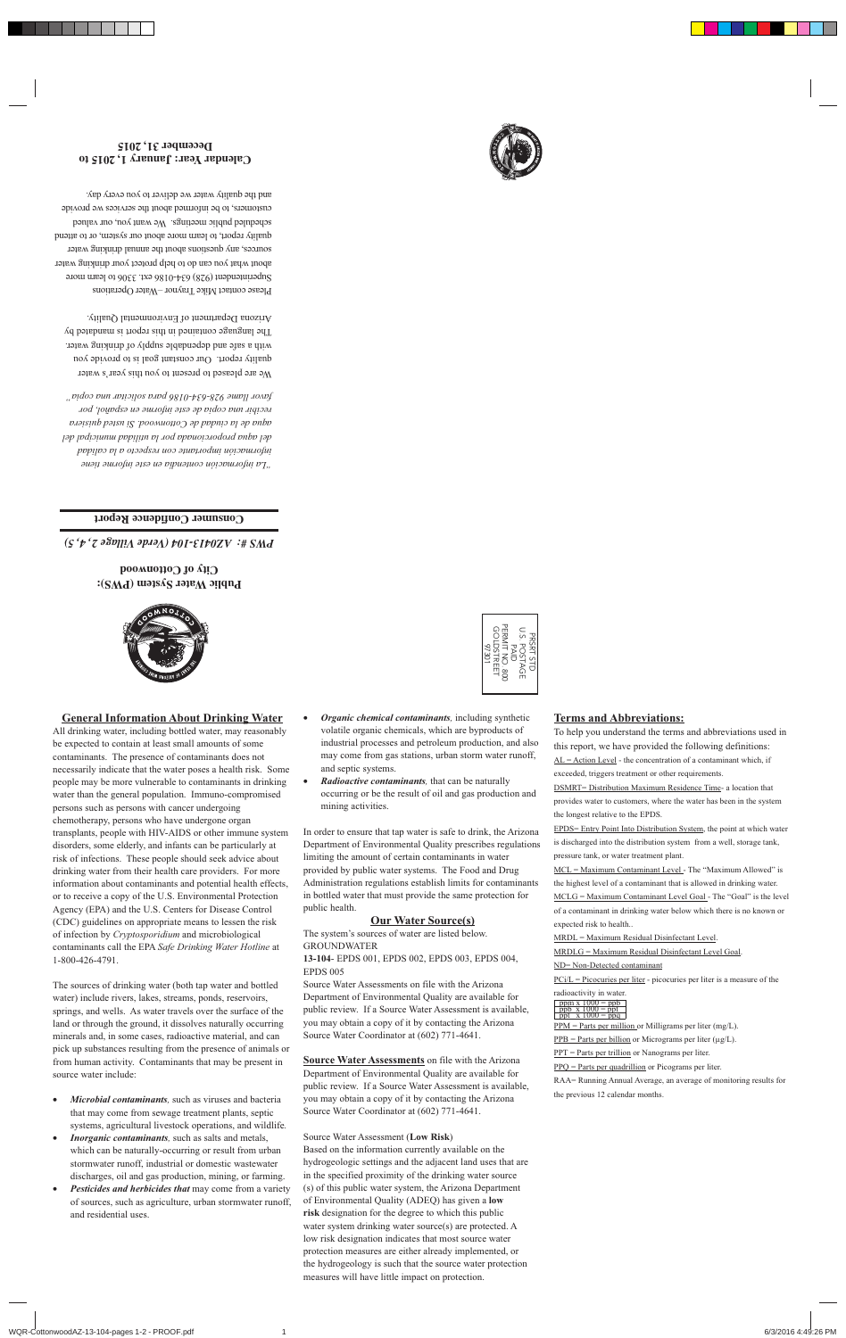Calendar Year: January 1, 2015 to December 31, 2015

Please contact Mike Traynor –Water Operations Superintendent (928) 634-0186 ext. 3306 to learn more about what you can do to help protect your drinking water sources, any questions about the annual drinking water quality report, to learn more about our system, or to attend scheduled public meetings. We want you, our valued customers, to be informed about the services we provide and the quality water we deliver to you every day.

We are pleased to present to you this year's water quality report. Our constant goal is to provide you with a safe and dependable supply of drinking water. The language contained in this report is mandated by Arizona Department of Environmental Quality.

*"La información contenida en este informe tiene información importante con respecto a la calidad del agua proporcionada por la utilidad municipal del agua de la ciudad de Cottonwood. Si usted quisiera recibir una copia de este informe en español, por favor llame 928-634-0186 para solicitar una copia"*

**Consumer Confidence Report**

***PWS #: AZ0413-104 (Verde Village 2, 4, 5)***

**Public Water System (PWS): City of Cottonwood**

PRSRT STD
U.S. POSTAGE
PAID
PERMIT NO. 800
GOLDSTREET
97301

## General Information About Drinking Water

All drinking water, including bottled water, may reasonably be expected to contain at least small amounts of some contaminants. The presence of contaminants does not necessarily indicate that the water poses a health risk. Some people may be more vulnerable to contaminants in drinking water than the general population. Immuno-compromised persons such as persons with cancer undergoing chemotherapy, persons who have undergone organ transplants, people with HIV-AIDS or other immune system disorders, some elderly, and infants can be particularly at risk of infections. These people should seek advice about drinking water from their health care providers. For more information about contaminants and potential health effects, or to receive a copy of the U.S. Environmental Protection Agency (EPA) and the U.S. Centers for Disease Control (CDC) guidelines on appropriate means to lessen the risk of infection by *Cryptosporidium* and microbiological contaminants call the EPA *Safe Drinking Water Hotline* at 1-800-426-4791.

The sources of drinking water (both tap water and bottled water) include rivers, lakes, streams, ponds, reservoirs, springs, and wells. As water travels over the surface of the land or through the ground, it dissolves naturally occurring minerals and, in some cases, radioactive material, and can pick up substances resulting from the presence of animals or from human activity. Contaminants that may be present in source water include:

- ***Microbial contaminants,*** such as viruses and bacteria that may come from sewage treatment plants, septic systems, agricultural livestock operations, and wildlife.
- ***Inorganic contaminants,*** such as salts and metals, which can be naturally-occurring or result from urban stormwater runoff, industrial or domestic wastewater discharges, oil and gas production, mining, or farming.
- ***Pesticides and herbicides that*** may come from a variety of sources, such as agriculture, urban stormwater runoff, and residential uses.
- ***Organic chemical contaminants,*** including synthetic volatile organic chemicals, which are byproducts of industrial processes and petroleum production, and also may come from gas stations, urban storm water runoff, and septic systems.
- ***Radioactive contaminants,*** that can be naturally occurring or be the result of oil and gas production and mining activities.

In order to ensure that tap water is safe to drink, the Arizona Department of Environmental Quality prescribes regulations limiting the amount of certain contaminants in water provided by public water systems. The Food and Drug Administration regulations establish limits for contaminants in bottled water that must provide the same protection for public health.

## Our Water Source(s)

The system's sources of water are listed below.
GROUNDWATER
**13-104**- EPDS 001, EPDS 002, EPDS 003, EPDS 004, EPDS 005
Source Water Assessments on file with the Arizona Department of Environmental Quality are available for public review. If a Source Water Assessment is available, you may obtain a copy of it by contacting the Arizona Source Water Coordinator at (602) 771-4641.

**Source Water Assessments** on file with the Arizona Department of Environmental Quality are available for public review. If a Source Water Assessment is available, you may obtain a copy of it by contacting the Arizona Source Water Coordinator at (602) 771-4641.

Source Water Assessment (**Low Risk**)
Based on the information currently available on the hydrogeologic settings and the adjacent land uses that are in the specified proximity of the drinking water source (s) of this public water system, the Arizona Department of Environmental Quality (ADEQ) has given a **low risk** designation for the degree to which this public water system drinking water source(s) are protected. A low risk designation indicates that most source water protection measures are either already implemented, or the hydrogeology is such that the source water protection measures will have little impact on protection.

## Terms and Abbreviations:

To help you understand the terms and abbreviations used in this report, we have provided the following definitions:

AL = Action Level - the concentration of a contaminant which, if exceeded, triggers treatment or other requirements.

DSMRT= Distribution Maximum Residence Time- a location that provides water to customers, where the water has been in the system the longest relative to the EPDS.

EPDS= Entry Point Into Distribution System, the point at which water is discharged into the distribution system from a well, storage tank, pressure tank, or water treatment plant.

MCL = Maximum Contaminant Level - The "Maximum Allowed" is the highest level of a contaminant that is allowed in drinking water.

MCLG = Maximum Contaminant Level Goal - The "Goal" is the level of a contaminant in drinking water below which there is no known or expected risk to health..

MRDL = Maximum Residual Disinfectant Level.

MRDLG = Maximum Residual Disinfectant Level Goal.

ND= Non-Detected contaminant

PCi/L = Picocuries per liter - picocuries per liter is a measure of the radioactivity in water.

ppm x 1000 = ppb
ppb x 1000 = ppt
ppt x 1000 = ppq

PPM = Parts per million or Milligrams per liter (mg/L).

PPB = Parts per billion or Micrograms per liter (µg/L).

PPT = Parts per trillion or Nanograms per liter.

PPQ = Parts per quadrillion or Picograms per liter.

RAA= Running Annual Average, an average of monitoring results for the previous 12 calendar months.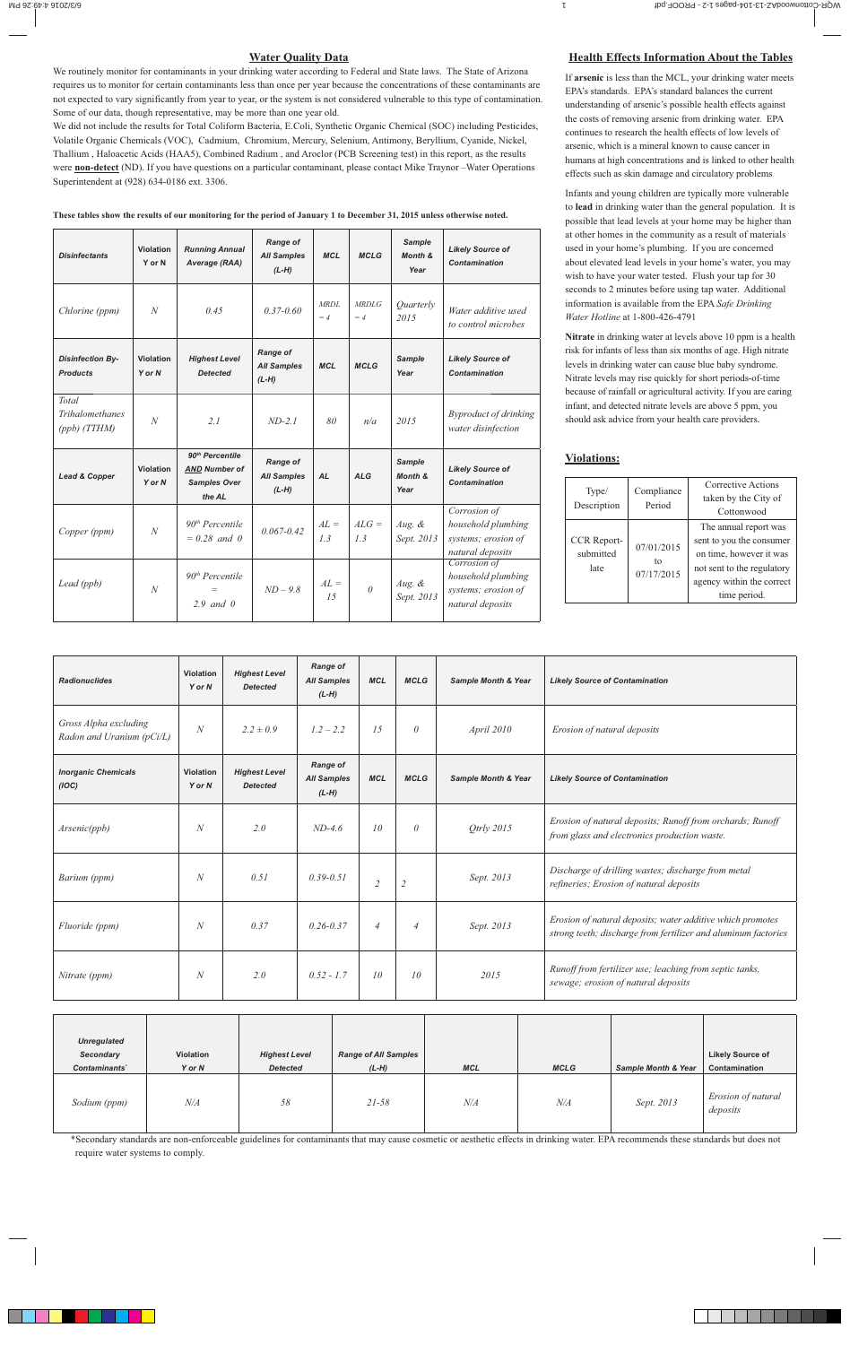## Water Quality Data

We routinely monitor for contaminants in your drinking water according to Federal and State laws. The State of Arizona requires us to monitor for certain contaminants less than once per year because the concentrations of these contaminants are not expected to vary significantly from year to year, or the system is not considered vulnerable to this type of contamination. Some of our data, though representative, may be more than one year old.

We did not include the results for Total Coliform Bacteria, E.Coli, Synthetic Organic Chemical (SOC) including Pesticides, Volatile Organic Chemicals (VOC), Cadmium, Chromium, Mercury, Selenium, Antimony, Beryllium, Cyanide, Nickel, Thallium , Haloacetic Acids (HAA5), Combined Radium , and Aroclor (PCB Screening test) in this report, as the results were **non-detect** (ND). If you have questions on a particular contaminant, please contact Mike Traynor –Water Operations Superintendent at (928) 634-0186 ext. 3306.

**These tables show the results of our monitoring for the period of January 1 to December 31, 2015 unless otherwise noted.**

| Disinfectants | Violation Y or N | Running Annual Average (RAA) | Range of All Samples (L-H) | MCL | MCLG | Sample Month & Year | Likely Source of Contamination |
|---|---|---|---|---|---|---|---|
| *Chlorine (ppm)* | *N* | *0.45* | *0.37-0.60* | *MRDL = 4* | *MRDLG = 4* | *Quarterly 2015* | *Water additive used to control microbes* |
| **Disinfection By-Products** | **Violation Y or N** | **Highest Level Detected** | **Range of All Samples (L-H)** | **MCL** | **MCLG** | **Sample Year** | **Likely Source of Contamination** |
| *Total Trihalomethanes (ppb) (TTHM)* | *N* | *2.1* | *ND-2.1* | *80* | *n/a* | *2015* | *Byproduct of drinking water disinfection* |
| **Lead & Copper** | **Violation Y or N** | **90th Percentile AND Number of Samples Over the AL** | **Range of All Samples (L-H)** | **AL** | **ALG** | **Sample Month & Year** | **Likely Source of Contamination** |
| *Copper (ppm)* | *N* | *90th Percentile = 0.28 and 0* | *0.067-0.42* | *AL = 1.3* | *ALG = 1.3* | *Aug. & Sept. 2013* | *Corrosion of household plumbing systems; erosion of natural deposits* |
| *Lead (ppb)* | *N* | *90th Percentile = 2.9 and 0* | *ND – 9.8* | *AL = 15* | *0* | *Aug. & Sept. 2013* | *Corrosion of household plumbing systems; erosion of natural deposits* |

## Health Effects Information About the Tables

If **arsenic** is less than the MCL, your drinking water meets EPA's standards. EPA's standard balances the current understanding of arsenic's possible health effects against the costs of removing arsenic from drinking water. EPA continues to research the health effects of low levels of arsenic, which is a mineral known to cause cancer in humans at high concentrations and is linked to other health effects such as skin damage and circulatory problems

Infants and young children are typically more vulnerable to **lead** in drinking water than the general population. It is possible that lead levels at your home may be higher than at other homes in the community as a result of materials used in your home's plumbing. If you are concerned about elevated lead levels in your home's water, you may wish to have your water tested. Flush your tap for 30 seconds to 2 minutes before using tap water. Additional information is available from the EPA *Safe Drinking Water Hotline* at 1-800-426-4791

**Nitrate** in drinking water at levels above 10 ppm is a health risk for infants of less than six months of age. High nitrate levels in drinking water can cause blue baby syndrome. Nitrate levels may rise quickly for short periods-of-time because of rainfall or agricultural activity. If you are caring infant, and detected nitrate levels are above 5 ppm, you should ask advice from your health care providers.

## Violations:

| Type/ Description | Compliance Period | Corrective Actions taken by the City of Cottonwood |
|---|---|---|
| CCR Report-submitted late | 07/01/2015 to 07/17/2015 | The annual report was sent to you the consumer on time, however it was not sent to the regulatory agency within the correct time period. |

| Radionuclides | Violation Y or N | Highest Level Detected | Range of All Samples (L-H) | MCL | MCLG | Sample Month & Year | Likely Source of Contamination |
|---|---|---|---|---|---|---|---|
| *Gross Alpha excluding Radon and Uranium (pCi/L)* | *N* | *2.2 ± 0.9* | *1.2 – 2.2* | *15* | *0* | *April 2010* | *Erosion of natural deposits* |
| **Inorganic Chemicals (IOC)** | **Violation Y or N** | **Highest Level Detected** | **Range of All Samples (L-H)** | **MCL** | **MCLG** | **Sample Month & Year** | **Likely Source of Contamination** |
| *Arsenic(ppb)* | *N* | *2.0* | *ND-4.6* | *10* | *0* | *Qtrly 2015* | *Erosion of natural deposits; Runoff from orchards; Runoff from glass and electronics production waste.* |
| *Barium (ppm)* | *N* | *0.51* | *0.39-0.51* | *2* | *2* | *Sept. 2013* | *Discharge of drilling wastes; discharge from metal refineries; Erosion of natural deposits* |
| *Fluoride (ppm)* | *N* | *0.37* | *0.26-0.37* | *4* | *4* | *Sept. 2013* | *Erosion of natural deposits; water additive which promotes strong teeth; discharge from fertilizer and aluminum factories* |
| *Nitrate (ppm)* | *N* | *2.0* | *0.52 - 1.7* | *10* | *10* | *2015* | *Runoff from fertilizer use; leaching from septic tanks, sewage; erosion of natural deposits* |

| Unregulated Secondary Contaminants* | Violation Y or N | Highest Level Detected | Range of All Samples (L-H) | MCL | MCLG | Sample Month & Year | Likely Source of Contamination |
|---|---|---|---|---|---|---|---|
| *Sodium (ppm)* | *N/A* | *58* | *21-58* | *N/A* | *N/A* | *Sept. 2013* | *Erosion of natural deposits* |

*Secondary standards are non-enforceable guidelines for contaminants that may cause cosmetic or aesthetic effects in drinking water. EPA recommends these standards but does not require water systems to comply.